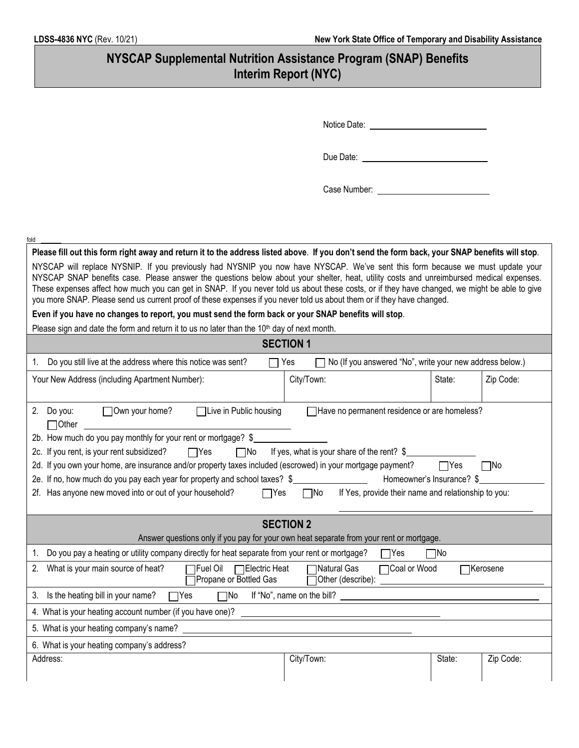**LDSS-4836 NYC** (Rev. 10/21) **New York State Office of Temporary and Disability Assistance**

# NYSCAP Supplemental Nutrition Assistance Program (SNAP) Benefits Interim Report (NYC)

Notice Date: ____________________

Due Date: ____________________

Case Number: ____________________

fold

**Please fill out this form right away and return it to the address listed above. If you don't send the form back, your SNAP benefits will stop.**

NYSCAP will replace NYSNIP. If you previously had NYSNIP you now have NYSCAP. We've sent this form because we must update your NYSCAP SNAP benefits case. Please answer the questions below about your shelter, heat, utility costs and unreimbursed medical expenses. These expenses affect how much you can get in SNAP. If you never told us about these costs, or if they have changed, we might be able to give you more SNAP. Please send us current proof of these expenses if you never told us about them or if they have changed.

**Even if you have no changes to report, you must send the form back or your SNAP benefits will stop.**

Please sign and date the form and return it to us no later than the 10th day of next month.

## SECTION 1

1. Do you still live at the address where this notice was sent? ☐ Yes ☐ No (If you answered "No", write your new address below.)

| Your New Address (including Apartment Number): | City/Town: | State: | Zip Code: |
|---|---|---|---|
| | | | |

2. Do you: ☐ Own your home? ☐ Live in Public housing ☐ Have no permanent residence or are homeless? ☐ Other ____________________

2b. How much do you pay monthly for your rent or mortgage? $__________

2c. If you rent, is your rent subsidized? ☐ Yes ☐ No If yes, what is your share of the rent? $__________

2d. If you own your home, are insurance and/or property taxes included (escrowed) in your mortgage payment? ☐ Yes ☐ No

2e. If no, how much do you pay each year for property and school taxes? $__________ Homeowner's Insurance? $__________

2f. Has anyone new moved into or out of your household? ☐ Yes ☐ No If Yes, provide their name and relationship to you: ____________________

## SECTION 2

Answer questions only if you pay for your own heat separate from your rent or mortgage.

1. Do you pay a heating or utility company directly for heat separate from your rent or mortgage? ☐ Yes ☐ No

2. What is your main source of heat? ☐ Fuel Oil ☐ Electric Heat ☐ Natural Gas ☐ Coal or Wood ☐ Kerosene ☐ Propane or Bottled Gas ☐ Other (describe): ____________________

3. Is the heating bill in your name? ☐ Yes ☐ No If "No", name on the bill? ____________________

4. What is your heating account number (if you have one)? ____________________

5. What is your heating company's name? ____________________

6. What is your heating company's address?

| Address: | City/Town: | State: | Zip Code: |
|---|---|---|---|
| | | | |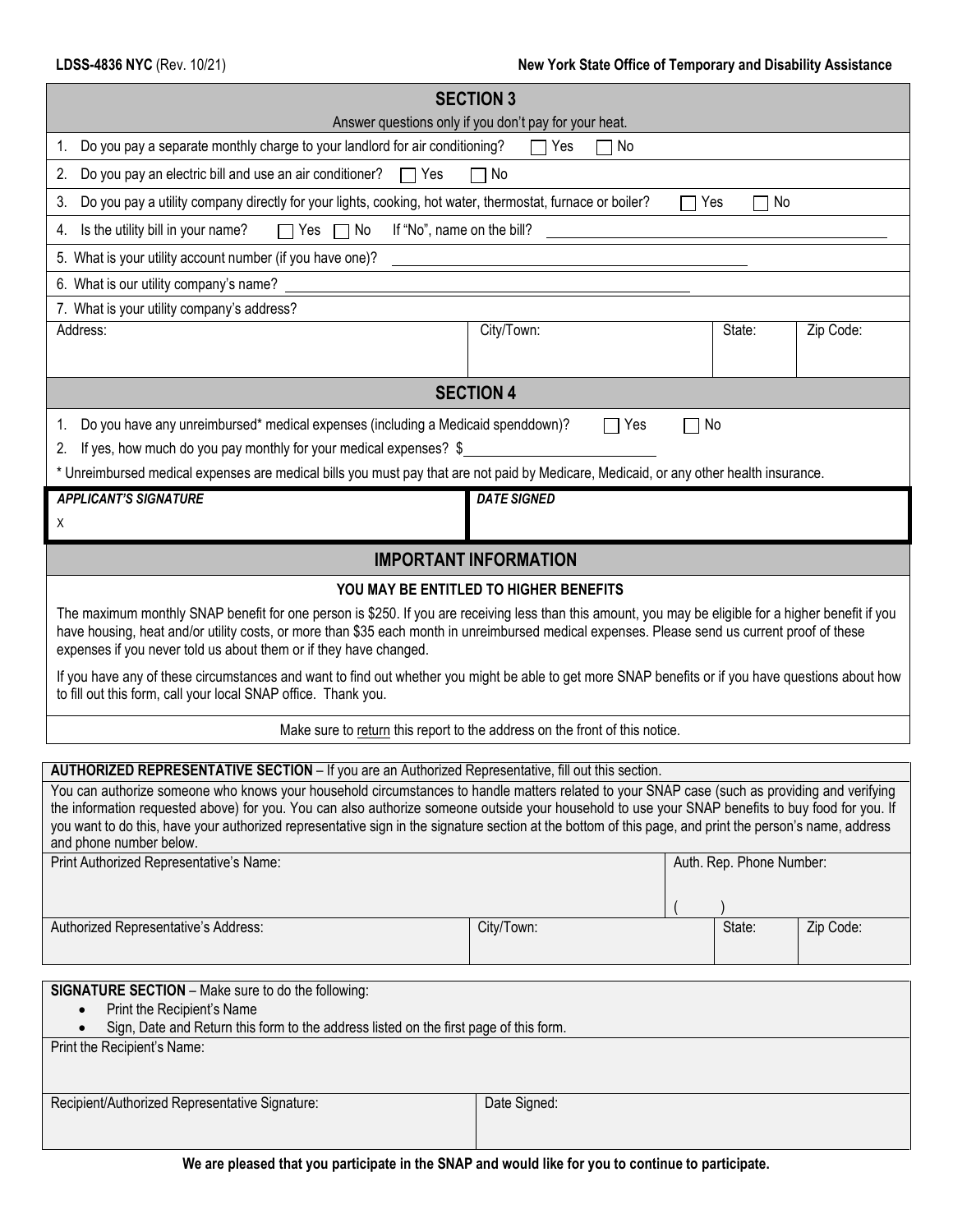LDSS-4836 NYC (Rev. 10/21) **New York State Office of Temporary and Disability Assistance**

## SECTION 3

Answer questions only if you don't pay for your heat.

1. Do you pay a separate monthly charge to your landlord for air conditioning? ☐ Yes ☐ No
2. Do you pay an electric bill and use an air conditioner? ☐ Yes ☐ No
3. Do you pay a utility company directly for your lights, cooking, hot water, thermostat, furnace or boiler? ☐ Yes ☐ No
4. Is the utility bill in your name? ☐ Yes ☐ No If "No", name on the bill? ______________________
5. What is your utility account number (if you have one)? ______________________
6. What is our utility company's name? ______________________
7. What is your utility company's address?

| Address: | City/Town: | State: | Zip Code: |
|---|---|---|---|
| | | | |

## SECTION 4

1. Do you have any unreimbursed* medical expenses (including a Medicaid spenddown)? ☐ Yes ☐ No
2. If yes, how much do you pay monthly for your medical expenses? $______________________

\* Unreimbursed medical expenses are medical bills you must pay that are not paid by Medicare, Medicaid, or any other health insurance.

| ***APPLICANT'S SIGNATURE*** | ***DATE SIGNED*** |
|---|---|
| X | |

## IMPORTANT INFORMATION

**YOU MAY BE ENTITLED TO HIGHER BENEFITS**

The maximum monthly SNAP benefit for one person is $250. If you are receiving less than this amount, you may be eligible for a higher benefit if you have housing, heat and/or utility costs, or more than $35 each month in unreimbursed medical expenses. Please send us current proof of these expenses if you never told us about them or if they have changed.

If you have any of these circumstances and want to find out whether you might be able to get more SNAP benefits or if you have questions about how to fill out this form, call your local SNAP office. Thank you.

Make sure to return this report to the address on the front of this notice.

**AUTHORIZED REPRESENTATIVE SECTION** – If you are an Authorized Representative, fill out this section.

You can authorize someone who knows your household circumstances to handle matters related to your SNAP case (such as providing and verifying the information requested above) for you. You can also authorize someone outside your household to use your SNAP benefits to buy food for you. If you want to do this, have your authorized representative sign in the signature section at the bottom of this page, and print the person's name, address and phone number below.

| Print Authorized Representative's Name: | | Auth. Rep. Phone Number: ( ) | |
|---|---|---|---|
| **Authorized Representative's Address:** | **City/Town:** | **State:** | **Zip Code:** |
| | | | |

**SIGNATURE SECTION** – Make sure to do the following:

- Print the Recipient's Name
- Sign, Date and Return this form to the address listed on the first page of this form.

| Print the Recipient's Name: | |
|---|---|
| **Recipient/Authorized Representative Signature:** | **Date Signed:** |
| | |

**We are pleased that you participate in the SNAP and would like for you to continue to participate.**